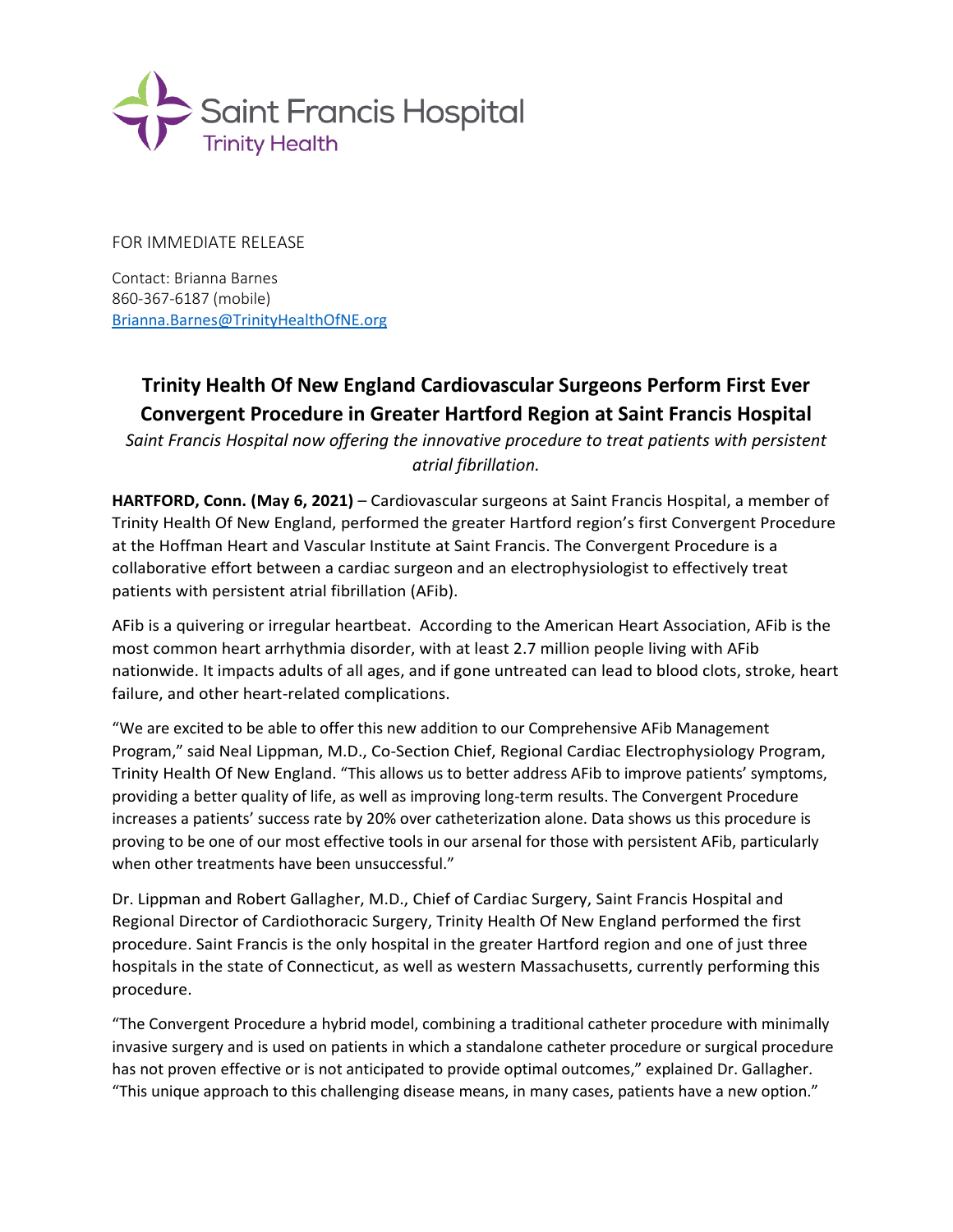Saint Francis Hospital
Trinity Health

FOR IMMEDIATE RELEASE

Contact: Brianna Barnes
860-367-6187 (mobile)
Brianna.Barnes@TrinityHealthOfNE.org

# Trinity Health Of New England Cardiovascular Surgeons Perform First Ever Convergent Procedure in Greater Hartford Region at Saint Francis Hospital

*Saint Francis Hospital now offering the innovative procedure to treat patients with persistent atrial fibrillation.*

**HARTFORD, Conn. (May 6, 2021)** – Cardiovascular surgeons at Saint Francis Hospital, a member of Trinity Health Of New England, performed the greater Hartford region's first Convergent Procedure at the Hoffman Heart and Vascular Institute at Saint Francis. The Convergent Procedure is a collaborative effort between a cardiac surgeon and an electrophysiologist to effectively treat patients with persistent atrial fibrillation (AFib).

AFib is a quivering or irregular heartbeat. According to the American Heart Association, AFib is the most common heart arrhythmia disorder, with at least 2.7 million people living with AFib nationwide. It impacts adults of all ages, and if gone untreated can lead to blood clots, stroke, heart failure, and other heart-related complications.

"We are excited to be able to offer this new addition to our Comprehensive AFib Management Program," said Neal Lippman, M.D., Co-Section Chief, Regional Cardiac Electrophysiology Program, Trinity Health Of New England. "This allows us to better address AFib to improve patients' symptoms, providing a better quality of life, as well as improving long-term results. The Convergent Procedure increases a patients' success rate by 20% over catheterization alone. Data shows us this procedure is proving to be one of our most effective tools in our arsenal for those with persistent AFib, particularly when other treatments have been unsuccessful."

Dr. Lippman and Robert Gallagher, M.D., Chief of Cardiac Surgery, Saint Francis Hospital and Regional Director of Cardiothoracic Surgery, Trinity Health Of New England performed the first procedure. Saint Francis is the only hospital in the greater Hartford region and one of just three hospitals in the state of Connecticut, as well as western Massachusetts, currently performing this procedure.

"The Convergent Procedure a hybrid model, combining a traditional catheter procedure with minimally invasive surgery and is used on patients in which a standalone catheter procedure or surgical procedure has not proven effective or is not anticipated to provide optimal outcomes," explained Dr. Gallagher. "This unique approach to this challenging disease means, in many cases, patients have a new option."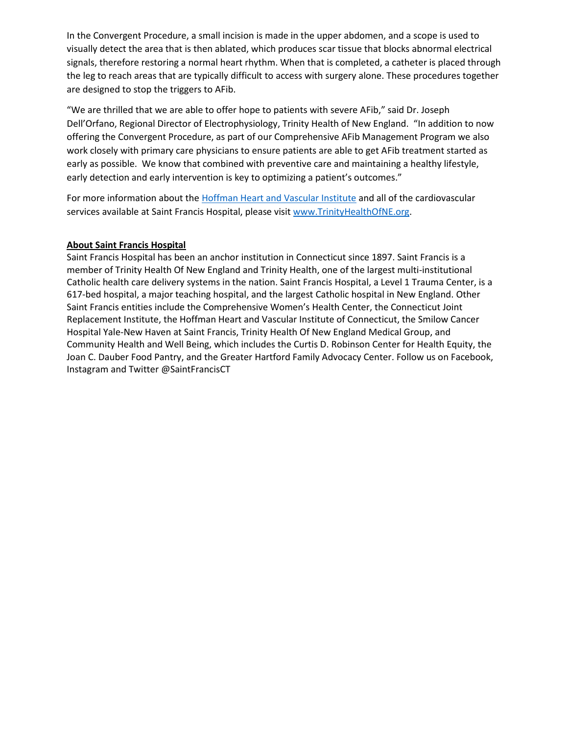In the Convergent Procedure, a small incision is made in the upper abdomen, and a scope is used to visually detect the area that is then ablated, which produces scar tissue that blocks abnormal electrical signals, therefore restoring a normal heart rhythm. When that is completed, a catheter is placed through the leg to reach areas that are typically difficult to access with surgery alone. These procedures together are designed to stop the triggers to AFib.

"We are thrilled that we are able to offer hope to patients with severe AFib," said Dr. Joseph Dell'Orfano, Regional Director of Electrophysiology, Trinity Health of New England. "In addition to now offering the Convergent Procedure, as part of our Comprehensive AFib Management Program we also work closely with primary care physicians to ensure patients are able to get AFib treatment started as early as possible. We know that combined with preventive care and maintaining a healthy lifestyle, early detection and early intervention is key to optimizing a patient's outcomes."

For more information about the [Hoffman Heart and Vascular Institute]() and all of the cardiovascular services available at Saint Francis Hospital, please visit [www.TrinityHealthOfNE.org](www.TrinityHealthOfNE.org).

**About Saint Francis Hospital**

Saint Francis Hospital has been an anchor institution in Connecticut since 1897. Saint Francis is a member of Trinity Health Of New England and Trinity Health, one of the largest multi-institutional Catholic health care delivery systems in the nation. Saint Francis Hospital, a Level 1 Trauma Center, is a 617-bed hospital, a major teaching hospital, and the largest Catholic hospital in New England. Other Saint Francis entities include the Comprehensive Women's Health Center, the Connecticut Joint Replacement Institute, the Hoffman Heart and Vascular Institute of Connecticut, the Smilow Cancer Hospital Yale-New Haven at Saint Francis, Trinity Health Of New England Medical Group, and Community Health and Well Being, which includes the Curtis D. Robinson Center for Health Equity, the Joan C. Dauber Food Pantry, and the Greater Hartford Family Advocacy Center. Follow us on Facebook, Instagram and Twitter @SaintFrancisCT